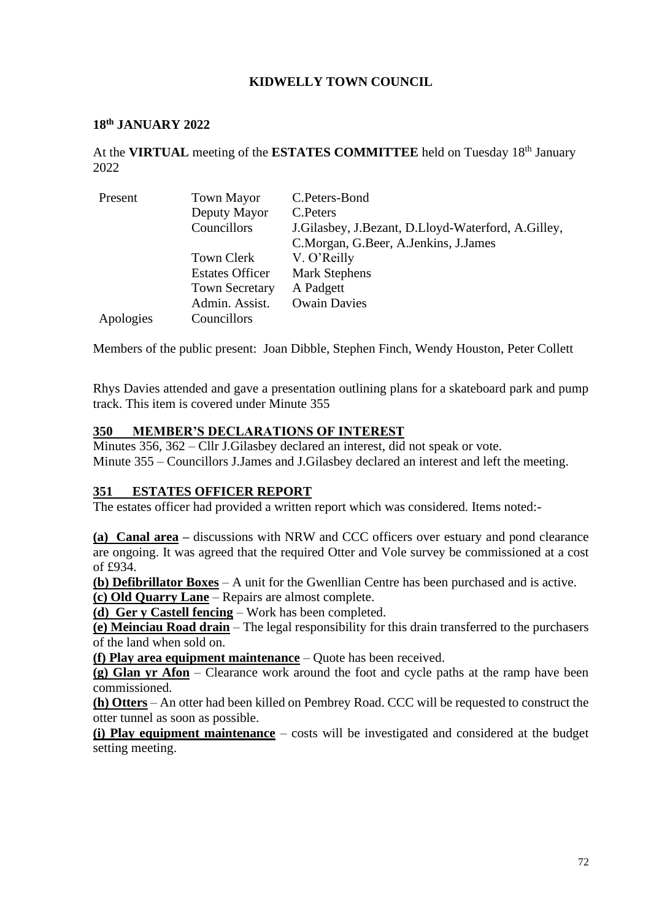# KIDWELLY TOWN COUNCIL

**18th JANUARY 2022**

At the **VIRTUAL** meeting of the **ESTATES COMMITTEE** held on Tuesday 18th January 2022

| | | |
|---|---|---|
| Present | Town Mayor | C.Peters-Bond |
| | Deputy Mayor | C.Peters |
| | Councillors | J.Gilasbey, J.Bezant, D.Lloyd-Waterford, A.Gilley, C.Morgan, G.Beer, A.Jenkins, J.James |
| | Town Clerk | V. O'Reilly |
| | Estates Officer | Mark Stephens |
| | Town Secretary | A Padgett |
| | Admin. Assist. | Owain Davies |
| Apologies | Councillors | |

Members of the public present: Joan Dibble, Stephen Finch, Wendy Houston, Peter Collett

Rhys Davies attended and gave a presentation outlining plans for a skateboard park and pump track. This item is covered under Minute 355

## 350 MEMBER'S DECLARATIONS OF INTEREST

Minutes 356, 362 – Cllr J.Gilasbey declared an interest, did not speak or vote.
Minute 355 – Councillors J.James and J.Gilasbey declared an interest and left the meeting.

## 351 ESTATES OFFICER REPORT

The estates officer had provided a written report which was considered. Items noted:-

**(a) Canal area** – discussions with NRW and CCC officers over estuary and pond clearance are ongoing. It was agreed that the required Otter and Vole survey be commissioned at a cost of £934.
**(b) Defibrillator Boxes** – A unit for the Gwenllian Centre has been purchased and is active.
**(c) Old Quarry Lane** – Repairs are almost complete.
**(d) Ger y Castell fencing** – Work has been completed.
**(e) Meinciau Road drain** – The legal responsibility for this drain transferred to the purchasers of the land when sold on.
**(f) Play area equipment maintenance** – Quote has been received.
**(g) Glan yr Afon** – Clearance work around the foot and cycle paths at the ramp have been commissioned.
**(h) Otters** – An otter had been killed on Pembrey Road. CCC will be requested to construct the otter tunnel as soon as possible.
**(i) Play equipment maintenance** – costs will be investigated and considered at the budget setting meeting.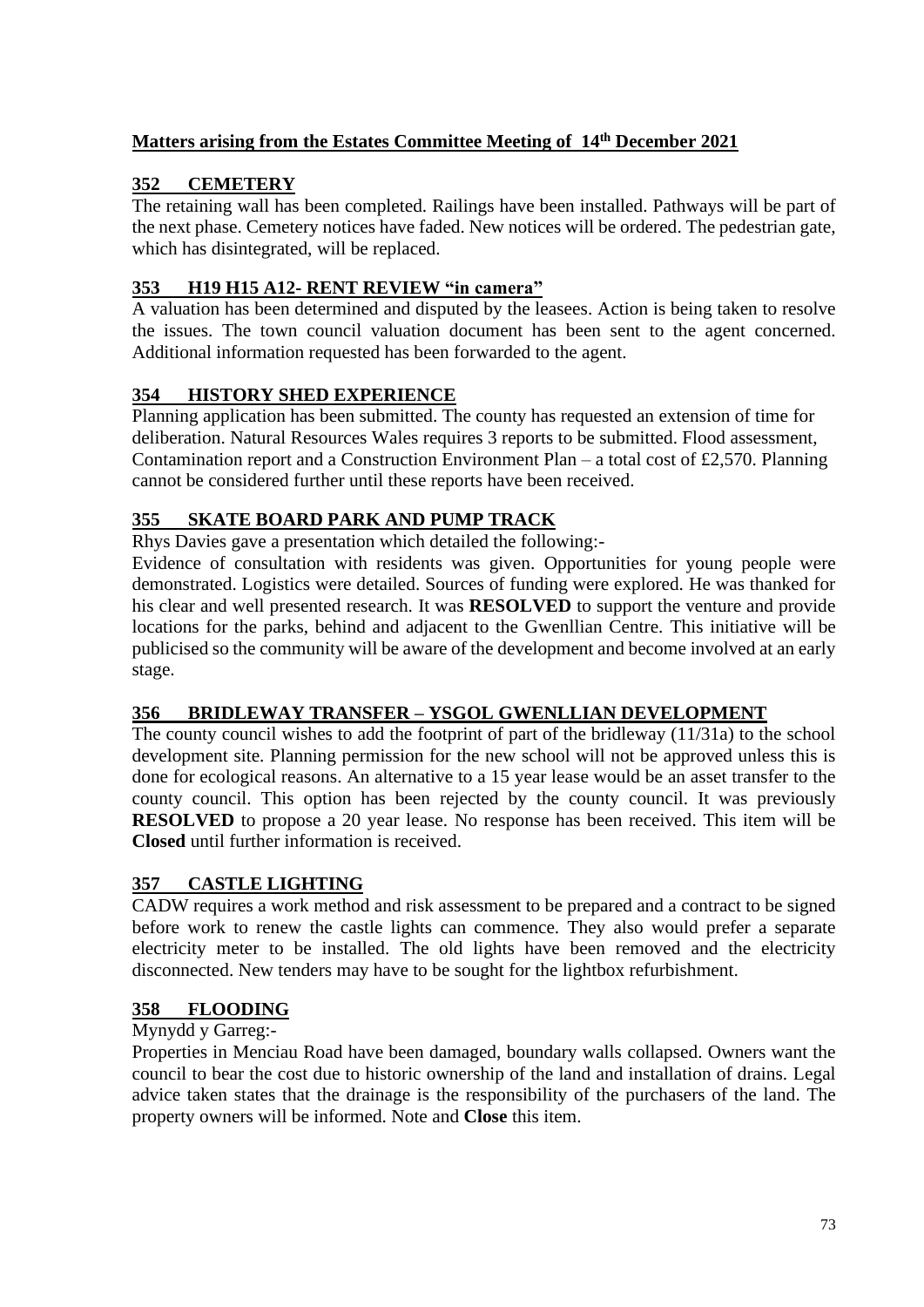## Matters arising from the Estates Committee Meeting of 14th December 2021

### 352 CEMETERY

The retaining wall has been completed. Railings have been installed. Pathways will be part of the next phase. Cemetery notices have faded. New notices will be ordered. The pedestrian gate, which has disintegrated, will be replaced.

### 353 H19 H15 A12- RENT REVIEW "in camera"

A valuation has been determined and disputed by the leasees. Action is being taken to resolve the issues. The town council valuation document has been sent to the agent concerned. Additional information requested has been forwarded to the agent.

### 354 HISTORY SHED EXPERIENCE

Planning application has been submitted. The county has requested an extension of time for deliberation. Natural Resources Wales requires 3 reports to be submitted. Flood assessment, Contamination report and a Construction Environment Plan – a total cost of £2,570. Planning cannot be considered further until these reports have been received.

### 355 SKATE BOARD PARK AND PUMP TRACK

Rhys Davies gave a presentation which detailed the following:-

Evidence of consultation with residents was given. Opportunities for young people were demonstrated. Logistics were detailed. Sources of funding were explored. He was thanked for his clear and well presented research. It was **RESOLVED** to support the venture and provide locations for the parks, behind and adjacent to the Gwenllian Centre. This initiative will be publicised so the community will be aware of the development and become involved at an early stage.

### 356 BRIDLEWAY TRANSFER – YSGOL GWENLLIAN DEVELOPMENT

The county council wishes to add the footprint of part of the bridleway (11/31a) to the school development site. Planning permission for the new school will not be approved unless this is done for ecological reasons. An alternative to a 15 year lease would be an asset transfer to the county council. This option has been rejected by the county council. It was previously **RESOLVED** to propose a 20 year lease. No response has been received. This item will be **Closed** until further information is received.

### 357 CASTLE LIGHTING

CADW requires a work method and risk assessment to be prepared and a contract to be signed before work to renew the castle lights can commence. They also would prefer a separate electricity meter to be installed. The old lights have been removed and the electricity disconnected. New tenders may have to be sought for the lightbox refurbishment.

### 358 FLOODING

Mynydd y Garreg:-

Properties in Menciau Road have been damaged, boundary walls collapsed. Owners want the council to bear the cost due to historic ownership of the land and installation of drains. Legal advice taken states that the drainage is the responsibility of the purchasers of the land. The property owners will be informed. Note and **Close** this item.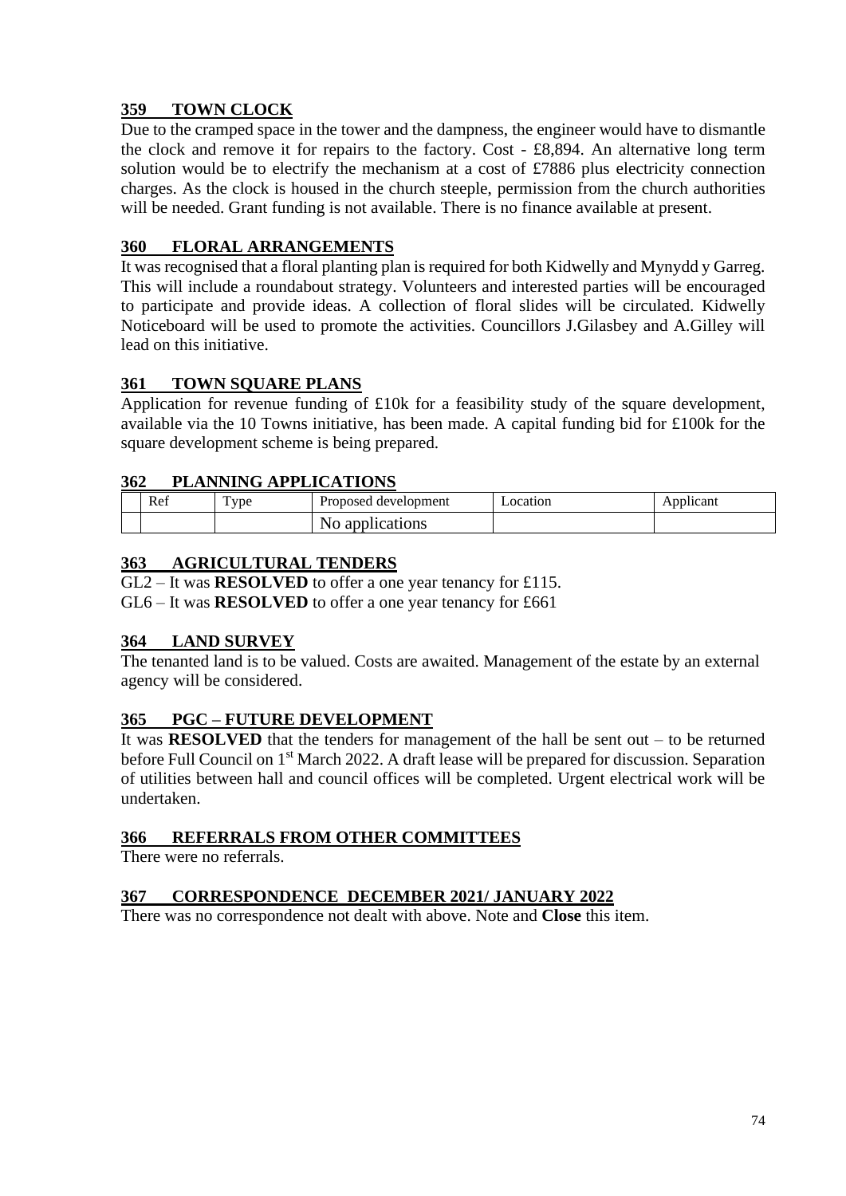## 359 TOWN CLOCK

Due to the cramped space in the tower and the dampness, the engineer would have to dismantle the clock and remove it for repairs to the factory. Cost - £8,894. An alternative long term solution would be to electrify the mechanism at a cost of £7886 plus electricity connection charges. As the clock is housed in the church steeple, permission from the church authorities will be needed. Grant funding is not available. There is no finance available at present.

## 360 FLORAL ARRANGEMENTS

It was recognised that a floral planting plan is required for both Kidwelly and Mynydd y Garreg. This will include a roundabout strategy. Volunteers and interested parties will be encouraged to participate and provide ideas. A collection of floral slides will be circulated. Kidwelly Noticeboard will be used to promote the activities. Councillors J.Gilasbey and A.Gilley will lead on this initiative.

## 361 TOWN SQUARE PLANS

Application for revenue funding of £10k for a feasibility study of the square development, available via the 10 Towns initiative, has been made. A capital funding bid for £100k for the square development scheme is being prepared.

## 362 PLANNING APPLICATIONS

| | Ref | Type | Proposed development | Location | Applicant |
|---|---|---|---|---|---|
| | | | No applications | | |

## 363 AGRICULTURAL TENDERS

GL2 – It was **RESOLVED** to offer a one year tenancy for £115.

GL6 – It was **RESOLVED** to offer a one year tenancy for £661

## 364 LAND SURVEY

The tenanted land is to be valued. Costs are awaited. Management of the estate by an external agency will be considered.

## 365 PGC – FUTURE DEVELOPMENT

It was **RESOLVED** that the tenders for management of the hall be sent out – to be returned before Full Council on 1st March 2022. A draft lease will be prepared for discussion. Separation of utilities between hall and council offices will be completed. Urgent electrical work will be undertaken.

## 366 REFERRALS FROM OTHER COMMITTEES

There were no referrals.

## 367 CORRESPONDENCE DECEMBER 2021/ JANUARY 2022

There was no correspondence not dealt with above. Note and **Close** this item.